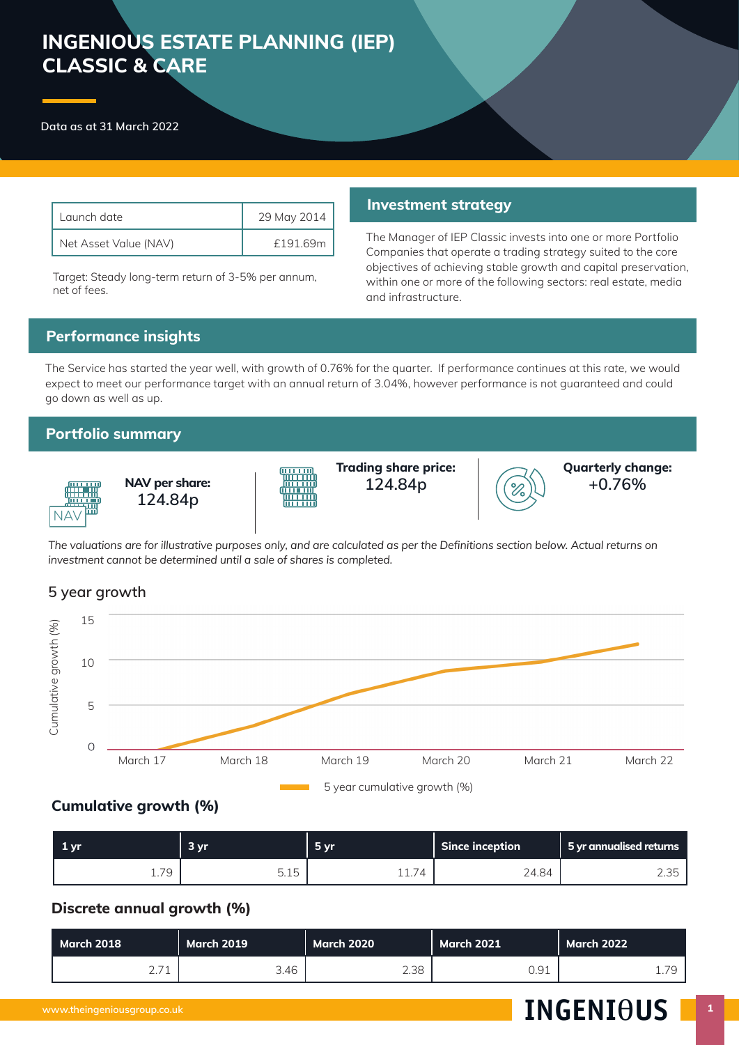# INGENIOUS ESTATE PLANNING (IEP) CLASSIC & CARE

Data as at 31 March 2022

| Launch date | 29 May 2014 |
|---|---|
| Net Asset Value (NAV) | £191.69m |

Target: Steady long-term return of 3-5% per annum, net of fees.

## Investment strategy

The Manager of IEP Classic invests into one or more Portfolio Companies that operate a trading strategy suited to the core objectives of achieving stable growth and capital preservation, within one or more of the following sectors: real estate, media and infrastructure.

## Performance insights

The Service has started the year well, with growth of 0.76% for the quarter. If performance continues at this rate, we would expect to meet our performance target with an annual return of 3.04%, however performance is not guaranteed and could go down as well as up.

## Portfolio summary

**NAV per share:** 124.84p

**Trading share price:** 124.84p

**Quarterly change:** +0.76%

*The valuations are for illustrative purposes only, and are calculated as per the Definitions section below. Actual returns on investment cannot be determined until a sale of shares is completed.*

### 5 year growth

### Cumulative growth (%)

| 1 yr | 3 yr | 5 yr | Since inception | 5 yr annualised returns |
|---|---|---|---|---|
| 1.79 | 5.15 | 11.74 | 24.84 | 2.35 |

### Discrete annual growth (%)

| March 2018 | March 2019 | March 2020 | March 2021 | March 2022 |
|---|---|---|---|---|
| 2.71 | 3.46 | 2.38 | 0.91 | 1.79 |

www.theingeniousgroup.co.uk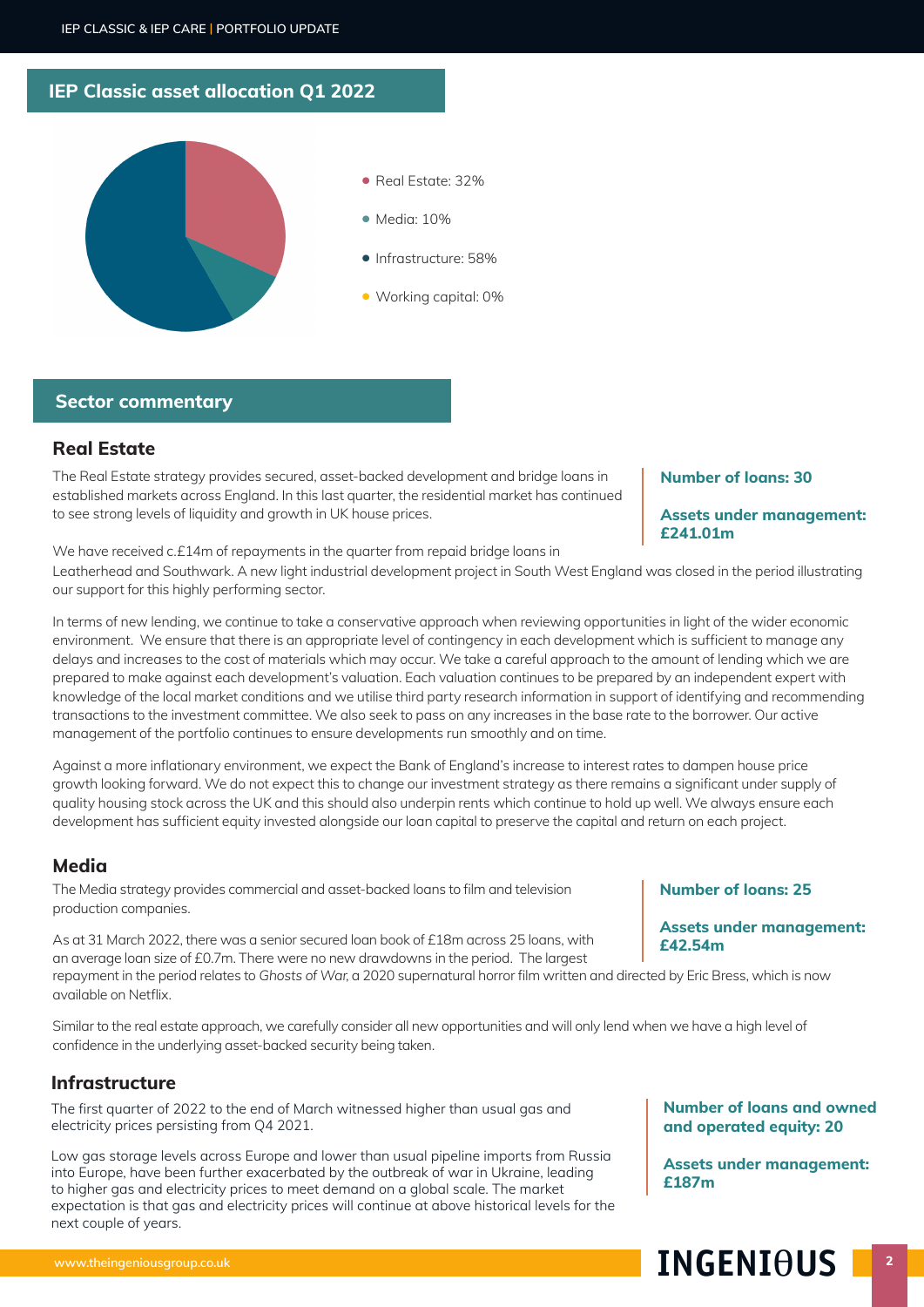## IEP Classic asset allocation Q1 2022

- Real Estate: 32%
- Media: 10%
- Infrastructure: 58%
- Working capital: 0%

## Sector commentary

### Real Estate

**Number of loans: 30**

**Assets under management: £241.01m**

The Real Estate strategy provides secured, asset-backed development and bridge loans in established markets across England. In this last quarter, the residential market has continued to see strong levels of liquidity and growth in UK house prices.

We have received c.£14m of repayments in the quarter from repaid bridge loans in Leatherhead and Southwark. A new light industrial development project in South West England was closed in the period illustrating our support for this highly performing sector.

In terms of new lending, we continue to take a conservative approach when reviewing opportunities in light of the wider economic environment. We ensure that there is an appropriate level of contingency in each development which is sufficient to manage any delays and increases to the cost of materials which may occur. We take a careful approach to the amount of lending which we are prepared to make against each development's valuation. Each valuation continues to be prepared by an independent expert with knowledge of the local market conditions and we utilise third party research information in support of identifying and recommending transactions to the investment committee. We also seek to pass on any increases in the base rate to the borrower. Our active management of the portfolio continues to ensure developments run smoothly and on time.

Against a more inflationary environment, we expect the Bank of England's increase to interest rates to dampen house price growth looking forward. We do not expect this to change our investment strategy as there remains a significant under supply of quality housing stock across the UK and this should also underpin rents which continue to hold up well. We always ensure each development has sufficient equity invested alongside our loan capital to preserve the capital and return on each project.

### Media

**Number of loans: 25**

**Assets under management: £42.54m**

The Media strategy provides commercial and asset-backed loans to film and television production companies.

As at 31 March 2022, there was a senior secured loan book of £18m across 25 loans, with an average loan size of £0.7m. There were no new drawdowns in the period. The largest repayment in the period relates to *Ghosts of War*, a 2020 supernatural horror film written and directed by Eric Bress, which is now available on Netflix.

Similar to the real estate approach, we carefully consider all new opportunities and will only lend when we have a high level of confidence in the underlying asset-backed security being taken.

### Infrastructure

**Number of loans and owned and operated equity: 20**

**Assets under management: £187m**

The first quarter of 2022 to the end of March witnessed higher than usual gas and electricity prices persisting from Q4 2021.

Low gas storage levels across Europe and lower than usual pipeline imports from Russia into Europe, have been further exacerbated by the outbreak of war in Ukraine, leading to higher gas and electricity prices to meet demand on a global scale. The market expectation is that gas and electricity prices will continue at above historical levels for the next couple of years.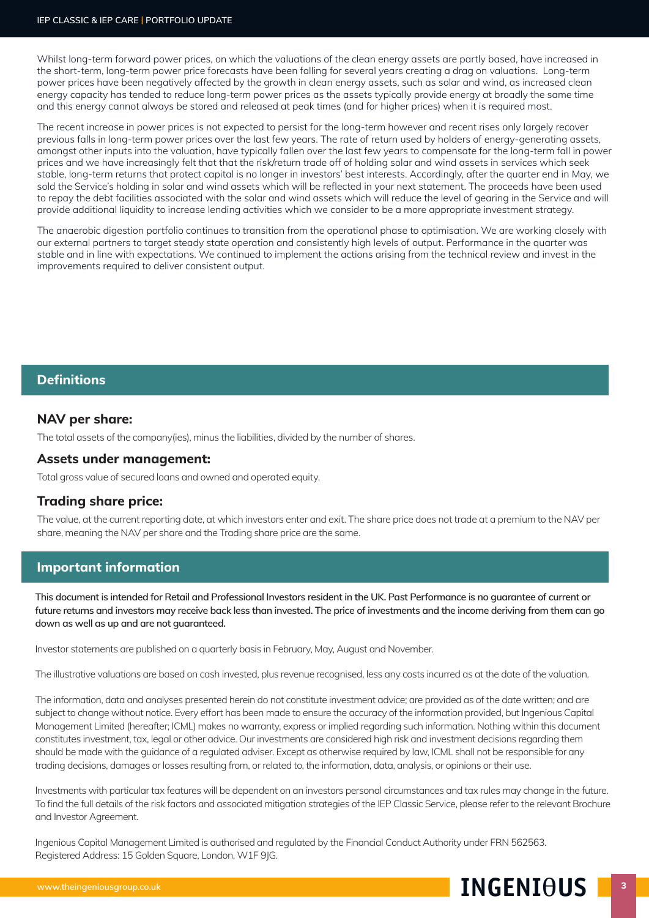Whilst long-term forward power prices, on which the valuations of the clean energy assets are partly based, have increased in the short-term, long-term power price forecasts have been falling for several years creating a drag on valuations. Long-term power prices have been negatively affected by the growth in clean energy assets, such as solar and wind, as increased clean energy capacity has tended to reduce long-term power prices as the assets typically provide energy at broadly the same time and this energy cannot always be stored and released at peak times (and for higher prices) when it is required most.

The recent increase in power prices is not expected to persist for the long-term however and recent rises only largely recover previous falls in long-term power prices over the last few years. The rate of return used by holders of energy-generating assets, amongst other inputs into the valuation, have typically fallen over the last few years to compensate for the long-term fall in power prices and we have increasingly felt that that the risk/return trade off of holding solar and wind assets in services which seek stable, long-term returns that protect capital is no longer in investors' best interests. Accordingly, after the quarter end in May, we sold the Service's holding in solar and wind assets which will be reflected in your next statement. The proceeds have been used to repay the debt facilities associated with the solar and wind assets which will reduce the level of gearing in the Service and will provide additional liquidity to increase lending activities which we consider to be a more appropriate investment strategy.

The anaerobic digestion portfolio continues to transition from the operational phase to optimisation. We are working closely with our external partners to target steady state operation and consistently high levels of output. Performance in the quarter was stable and in line with expectations. We continued to implement the actions arising from the technical review and invest in the improvements required to deliver consistent output.

## Definitions

### NAV per share:

The total assets of the company(ies), minus the liabilities, divided by the number of shares.

### Assets under management:

Total gross value of secured loans and owned and operated equity.

### Trading share price:

The value, at the current reporting date, at which investors enter and exit. The share price does not trade at a premium to the NAV per share, meaning the NAV per share and the Trading share price are the same.

## Important information

**This document is intended for Retail and Professional Investors resident in the UK. Past Performance is no guarantee of current or future returns and investors may receive back less than invested. The price of investments and the income deriving from them can go down as well as up and are not guaranteed.**

Investor statements are published on a quarterly basis in February, May, August and November.

The illustrative valuations are based on cash invested, plus revenue recognised, less any costs incurred as at the date of the valuation.

The information, data and analyses presented herein do not constitute investment advice; are provided as of the date written; and are subject to change without notice. Every effort has been made to ensure the accuracy of the information provided, but Ingenious Capital Management Limited (hereafter; ICML) makes no warranty, express or implied regarding such information. Nothing within this document constitutes investment, tax, legal or other advice. Our investments are considered high risk and investment decisions regarding them should be made with the guidance of a regulated adviser. Except as otherwise required by law, ICML shall not be responsible for any trading decisions, damages or losses resulting from, or related to, the information, data, analysis, or opinions or their use.

Investments with particular tax features will be dependent on an investors personal circumstances and tax rules may change in the future. To find the full details of the risk factors and associated mitigation strategies of the IEP Classic Service, please refer to the relevant Brochure and Investor Agreement.

Ingenious Capital Management Limited is authorised and regulated by the Financial Conduct Authority under FRN 562563.
Registered Address: 15 Golden Square, London, W1F 9JG.